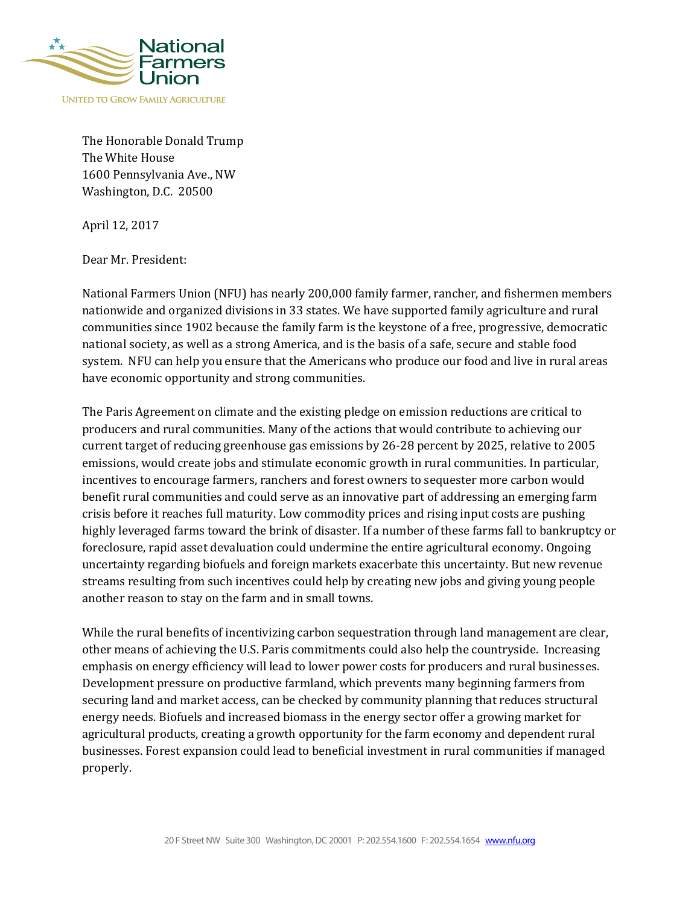National Farmers Union

UNITED TO GROW FAMILY AGRICULTURE

The Honorable Donald Trump
The White House
1600 Pennsylvania Ave., NW
Washington, D.C. 20500

April 12, 2017

Dear Mr. President:

National Farmers Union (NFU) has nearly 200,000 family farmer, rancher, and fishermen members nationwide and organized divisions in 33 states. We have supported family agriculture and rural communities since 1902 because the family farm is the keystone of a free, progressive, democratic national society, as well as a strong America, and is the basis of a safe, secure and stable food system. NFU can help you ensure that the Americans who produce our food and live in rural areas have economic opportunity and strong communities.

The Paris Agreement on climate and the existing pledge on emission reductions are critical to producers and rural communities. Many of the actions that would contribute to achieving our current target of reducing greenhouse gas emissions by 26-28 percent by 2025, relative to 2005 emissions, would create jobs and stimulate economic growth in rural communities. In particular, incentives to encourage farmers, ranchers and forest owners to sequester more carbon would benefit rural communities and could serve as an innovative part of addressing an emerging farm crisis before it reaches full maturity. Low commodity prices and rising input costs are pushing highly leveraged farms toward the brink of disaster. If a number of these farms fall to bankruptcy or foreclosure, rapid asset devaluation could undermine the entire agricultural economy. Ongoing uncertainty regarding biofuels and foreign markets exacerbate this uncertainty. But new revenue streams resulting from such incentives could help by creating new jobs and giving young people another reason to stay on the farm and in small towns.

While the rural benefits of incentivizing carbon sequestration through land management are clear, other means of achieving the U.S. Paris commitments could also help the countryside. Increasing emphasis on energy efficiency will lead to lower power costs for producers and rural businesses. Development pressure on productive farmland, which prevents many beginning farmers from securing land and market access, can be checked by community planning that reduces structural energy needs. Biofuels and increased biomass in the energy sector offer a growing market for agricultural products, creating a growth opportunity for the farm economy and dependent rural businesses. Forest expansion could lead to beneficial investment in rural communities if managed properly.

20 F Street NW Suite 300 Washington, DC 20001 P: 202.554.1600 F: 202.554.1654 www.nfu.org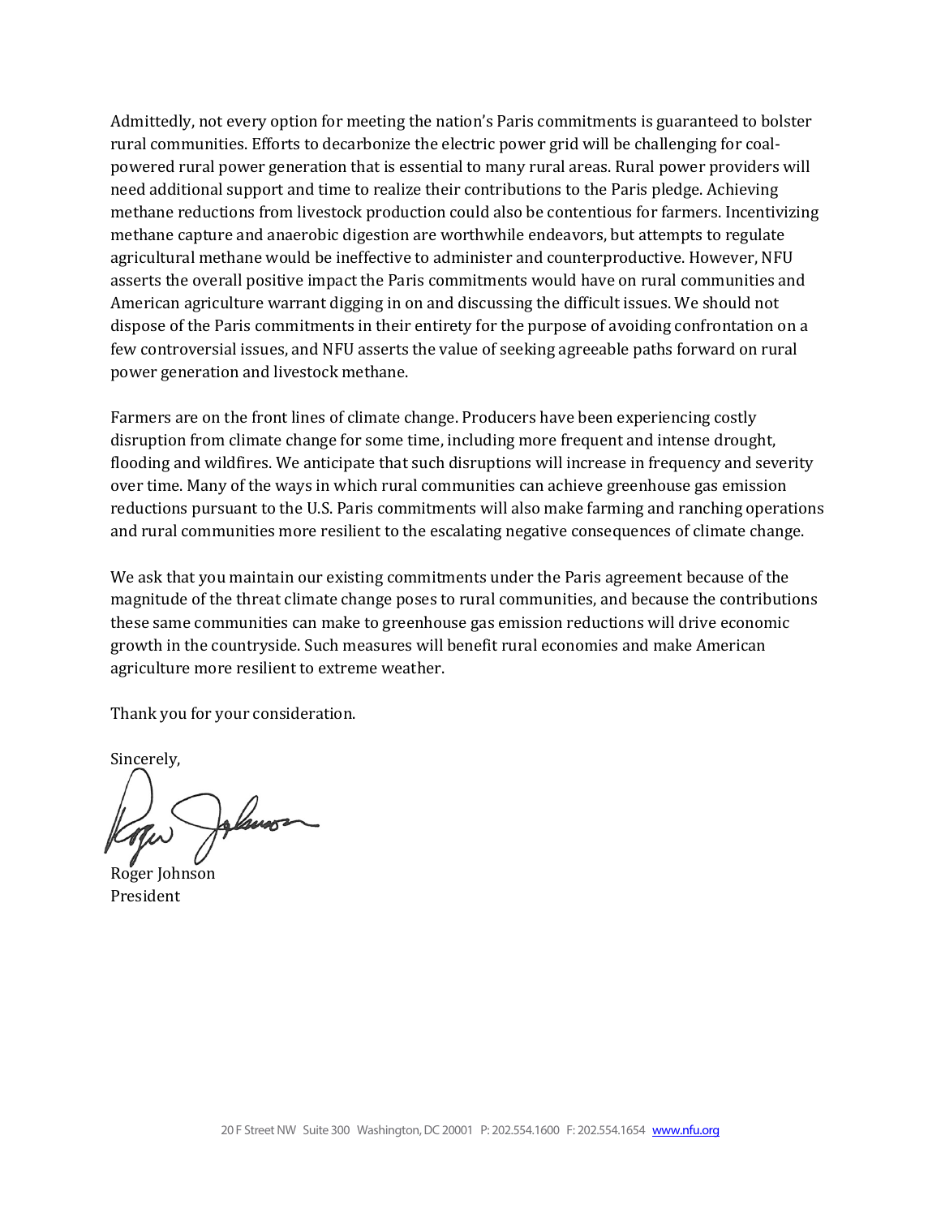Admittedly, not every option for meeting the nation's Paris commitments is guaranteed to bolster rural communities. Efforts to decarbonize the electric power grid will be challenging for coal-powered rural power generation that is essential to many rural areas. Rural power providers will need additional support and time to realize their contributions to the Paris pledge. Achieving methane reductions from livestock production could also be contentious for farmers. Incentivizing methane capture and anaerobic digestion are worthwhile endeavors, but attempts to regulate agricultural methane would be ineffective to administer and counterproductive. However, NFU asserts the overall positive impact the Paris commitments would have on rural communities and American agriculture warrant digging in on and discussing the difficult issues. We should not dispose of the Paris commitments in their entirety for the purpose of avoiding confrontation on a few controversial issues, and NFU asserts the value of seeking agreeable paths forward on rural power generation and livestock methane.

Farmers are on the front lines of climate change. Producers have been experiencing costly disruption from climate change for some time, including more frequent and intense drought, flooding and wildfires. We anticipate that such disruptions will increase in frequency and severity over time. Many of the ways in which rural communities can achieve greenhouse gas emission reductions pursuant to the U.S. Paris commitments will also make farming and ranching operations and rural communities more resilient to the escalating negative consequences of climate change.

We ask that you maintain our existing commitments under the Paris agreement because of the magnitude of the threat climate change poses to rural communities, and because the contributions these same communities can make to greenhouse gas emission reductions will drive economic growth in the countryside. Such measures will benefit rural economies and make American agriculture more resilient to extreme weather.

Thank you for your consideration.

Sincerely,

Roger Johnson
President

20 F Street NW Suite 300 Washington, DC 20001 P: 202.554.1600 F: 202.554.1654 www.nfu.org